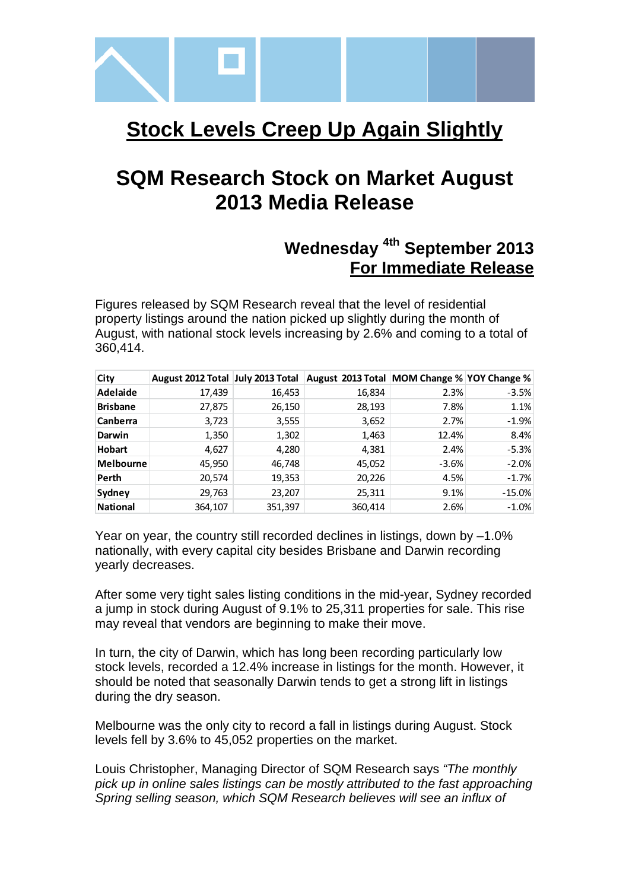# Stock Levels Creep Up Again Slightly

## SQM Research Stock on Market August 2013 Media Release

### Wednesday 4th September 2013
### For Immediate Release

Figures released by SQM Research reveal that the level of residential property listings around the nation picked up slightly during the month of August, with national stock levels increasing by 2.6% and coming to a total of 360,414.

| City | August 2012 Total | July 2013 Total | August 2013 Total | MOM Change % | YOY Change % |
|---|---|---|---|---|---|
| **Adelaide** | 17,439 | 16,453 | 16,834 | 2.3% | -3.5% |
| **Brisbane** | 27,875 | 26,150 | 28,193 | 7.8% | 1.1% |
| **Canberra** | 3,723 | 3,555 | 3,652 | 2.7% | -1.9% |
| **Darwin** | 1,350 | 1,302 | 1,463 | 12.4% | 8.4% |
| **Hobart** | 4,627 | 4,280 | 4,381 | 2.4% | -5.3% |
| **Melbourne** | 45,950 | 46,748 | 45,052 | -3.6% | -2.0% |
| **Perth** | 20,574 | 19,353 | 20,226 | 4.5% | -1.7% |
| **Sydney** | 29,763 | 23,207 | 25,311 | 9.1% | -15.0% |
| **National** | 364,107 | 351,397 | 360,414 | 2.6% | -1.0% |

Year on year, the country still recorded declines in listings, down by –1.0% nationally, with every capital city besides Brisbane and Darwin recording yearly decreases.

After some very tight sales listing conditions in the mid-year, Sydney recorded a jump in stock during August of 9.1% to 25,311 properties for sale. This rise may reveal that vendors are beginning to make their move.

In turn, the city of Darwin, which has long been recording particularly low stock levels, recorded a 12.4% increase in listings for the month. However, it should be noted that seasonally Darwin tends to get a strong lift in listings during the dry season.

Melbourne was the only city to record a fall in listings during August. Stock levels fell by 3.6% to 45,052 properties on the market.

Louis Christopher, Managing Director of SQM Research says *"The monthly pick up in online sales listings can be mostly attributed to the fast approaching Spring selling season, which SQM Research believes will see an influx of*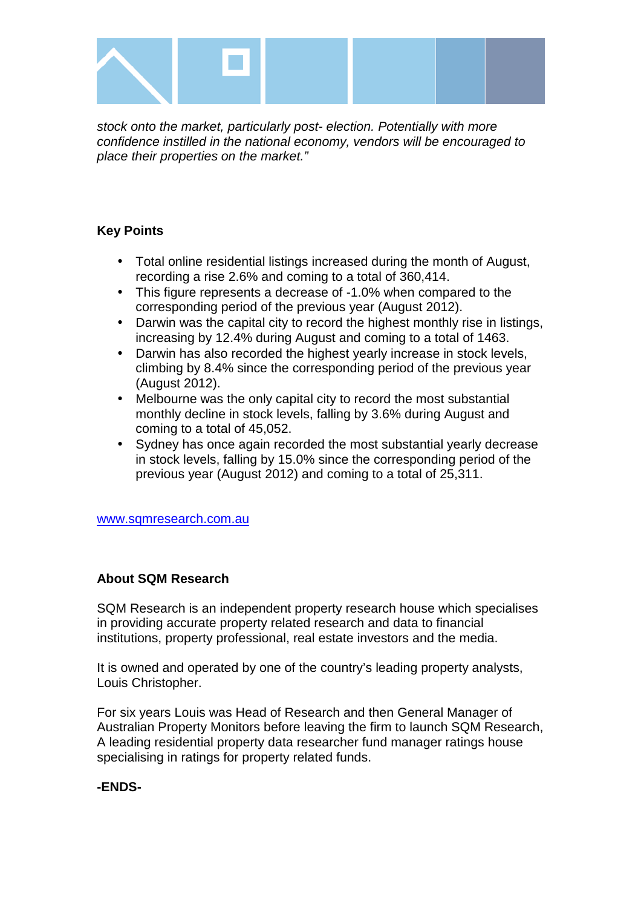*stock onto the market, particularly post- election. Potentially with more confidence instilled in the national economy, vendors will be encouraged to place their properties on the market."*

**Key Points**

- Total online residential listings increased during the month of August, recording a rise 2.6% and coming to a total of 360,414.
- This figure represents a decrease of -1.0% when compared to the corresponding period of the previous year (August 2012).
- Darwin was the capital city to record the highest monthly rise in listings, increasing by 12.4% during August and coming to a total of 1463.
- Darwin has also recorded the highest yearly increase in stock levels, climbing by 8.4% since the corresponding period of the previous year (August 2012).
- Melbourne was the only capital city to record the most substantial monthly decline in stock levels, falling by 3.6% during August and coming to a total of 45,052.
- Sydney has once again recorded the most substantial yearly decrease in stock levels, falling by 15.0% since the corresponding period of the previous year (August 2012) and coming to a total of 25,311.

www.sqmresearch.com.au

**About SQM Research**

SQM Research is an independent property research house which specialises in providing accurate property related research and data to financial institutions, property professional, real estate investors and the media.

It is owned and operated by one of the country's leading property analysts, Louis Christopher.

For six years Louis was Head of Research and then General Manager of Australian Property Monitors before leaving the firm to launch SQM Research, A leading residential property data researcher fund manager ratings house specialising in ratings for property related funds.

**-ENDS-**